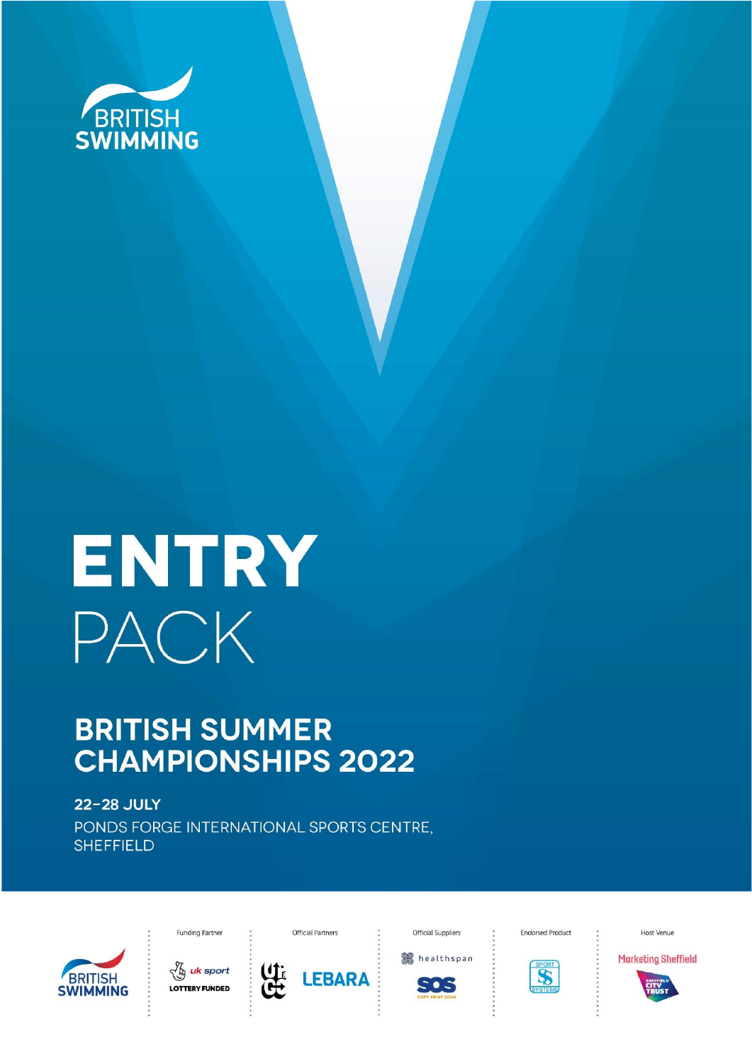BRITISH SWIMMING

# ENTRY PACK

## BRITISH SUMMER CHAMPIONSHIPS 2022

**22–28 JULY**

PONDS FORGE INTERNATIONAL SPORTS CENTRE, SHEFFIELD

Funding Partner: uk sport, LOTTERY FUNDED

Official Partners: LEBARA

Official Suppliers: healthspan, SOS COPY PRINT SCAN

Endorsed Product: SPORT SYSTEMS

Host Venue: Marketing Sheffield, SHEFFIELD CITY TRUST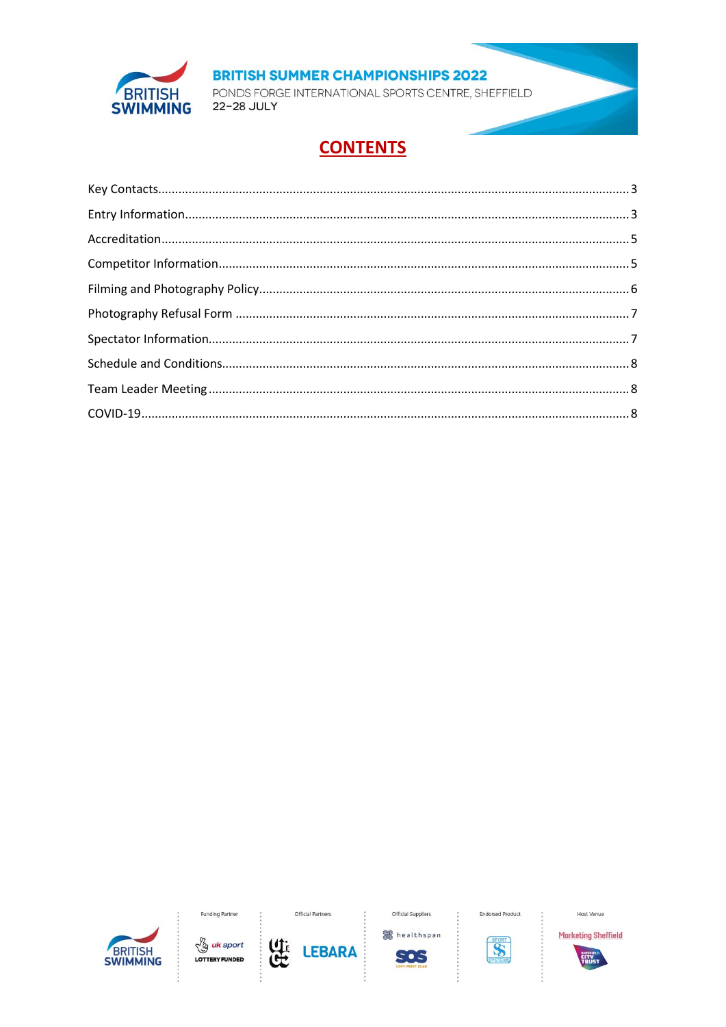# CONTENTS

Key Contacts........................................................................................................................................3

Entry Information.................................................................................................................................3

Accreditation........................................................................................................................................5

Competitor Information.......................................................................................................................5

Filming and Photography Policy............................................................................................................6

Photography Refusal Form ...................................................................................................................7

Spectator Information..........................................................................................................................7

Schedule and Conditions.......................................................................................................................8

Team Leader Meeting...........................................................................................................................8

COVID-19..............................................................................................................................................8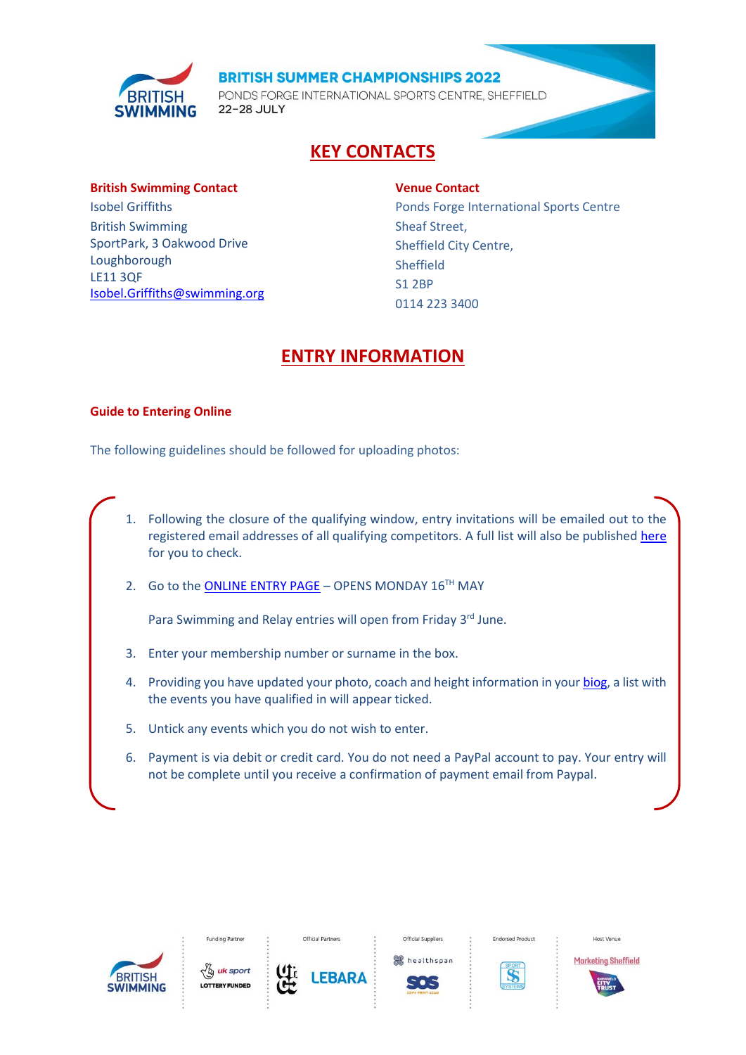## KEY CONTACTS

**British Swimming Contact**
Isobel Griffiths
British Swimming
SportPark, 3 Oakwood Drive
Loughborough
LE11 3QF
Isobel.Griffiths@swimming.org

**Venue Contact**
Ponds Forge International Sports Centre
Sheaf Street,
Sheffield City Centre,
Sheffield
S1 2BP
0114 223 3400

## ENTRY INFORMATION

**Guide to Entering Online**

The following guidelines should be followed for uploading photos:

1. Following the closure of the qualifying window, entry invitations will be emailed out to the registered email addresses of all qualifying competitors. A full list will also be published here for you to check.
2. Go to the ONLINE ENTRY PAGE – OPENS MONDAY 16TH MAY

   Para Swimming and Relay entries will open from Friday 3rd June.
3. Enter your membership number or surname in the box.
4. Providing you have updated your photo, coach and height information in your biog, a list with the events you have qualified in will appear ticked.
5. Untick any events which you do not wish to enter.
6. Payment is via debit or credit card. You do not need a PayPal account to pay. Your entry will not be complete until you receive a confirmation of payment email from Paypal.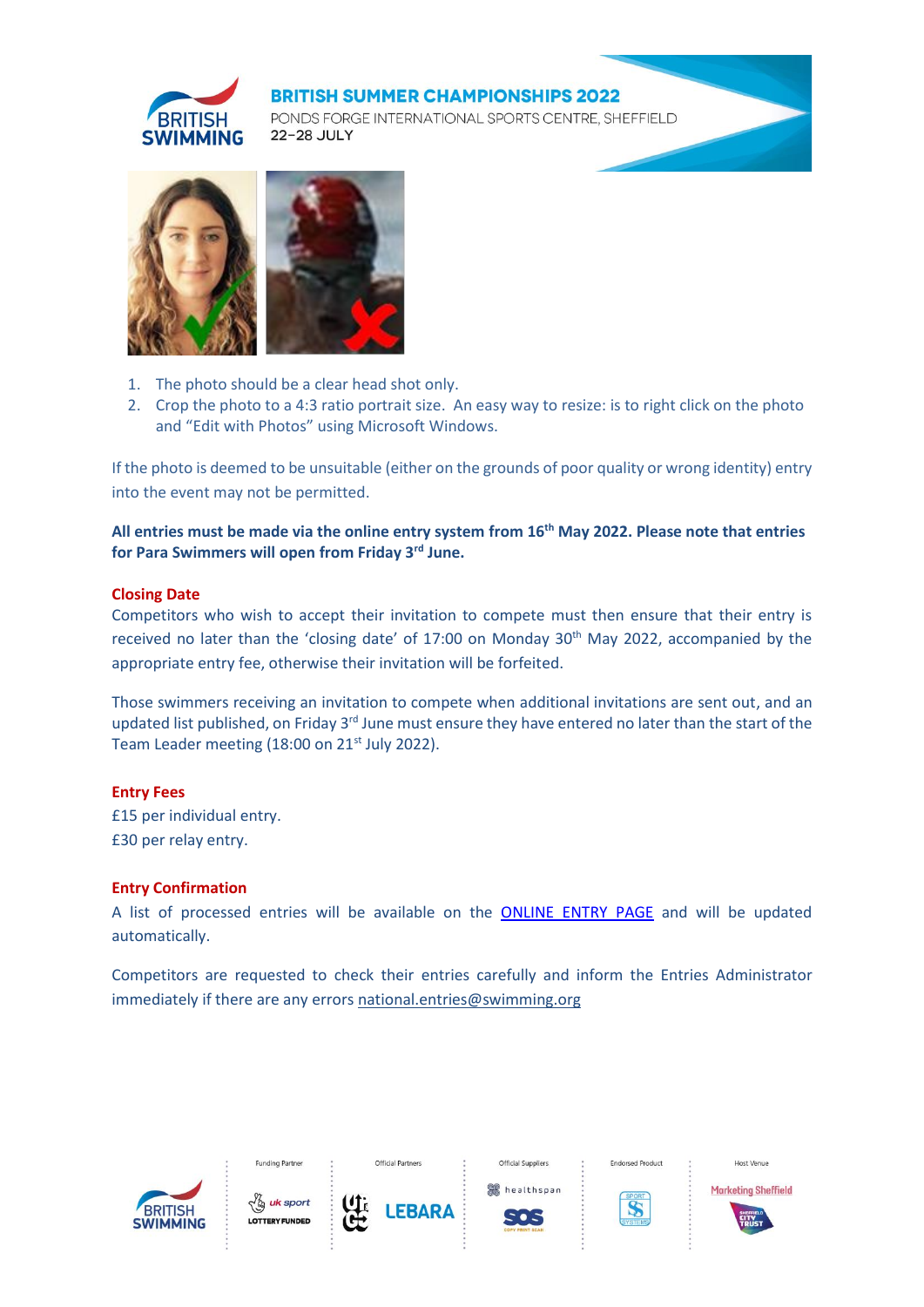1. The photo should be a clear head shot only.
2. Crop the photo to a 4:3 ratio portrait size. An easy way to resize: is to right click on the photo and "Edit with Photos" using Microsoft Windows.

If the photo is deemed to be unsuitable (either on the grounds of poor quality or wrong identity) entry into the event may not be permitted.

**All entries must be made via the online entry system from 16th May 2022. Please note that entries for Para Swimmers will open from Friday 3rd June.**

### Closing Date

Competitors who wish to accept their invitation to compete must then ensure that their entry is received no later than the 'closing date' of 17:00 on Monday 30th May 2022, accompanied by the appropriate entry fee, otherwise their invitation will be forfeited.

Those swimmers receiving an invitation to compete when additional invitations are sent out, and an updated list published, on Friday 3rd June must ensure they have entered no later than the start of the Team Leader meeting (18:00 on 21st July 2022).

### Entry Fees

£15 per individual entry.
£30 per relay entry.

### Entry Confirmation

A list of processed entries will be available on the ONLINE ENTRY PAGE and will be updated automatically.

Competitors are requested to check their entries carefully and inform the Entries Administrator immediately if there are any errors national.entries@swimming.org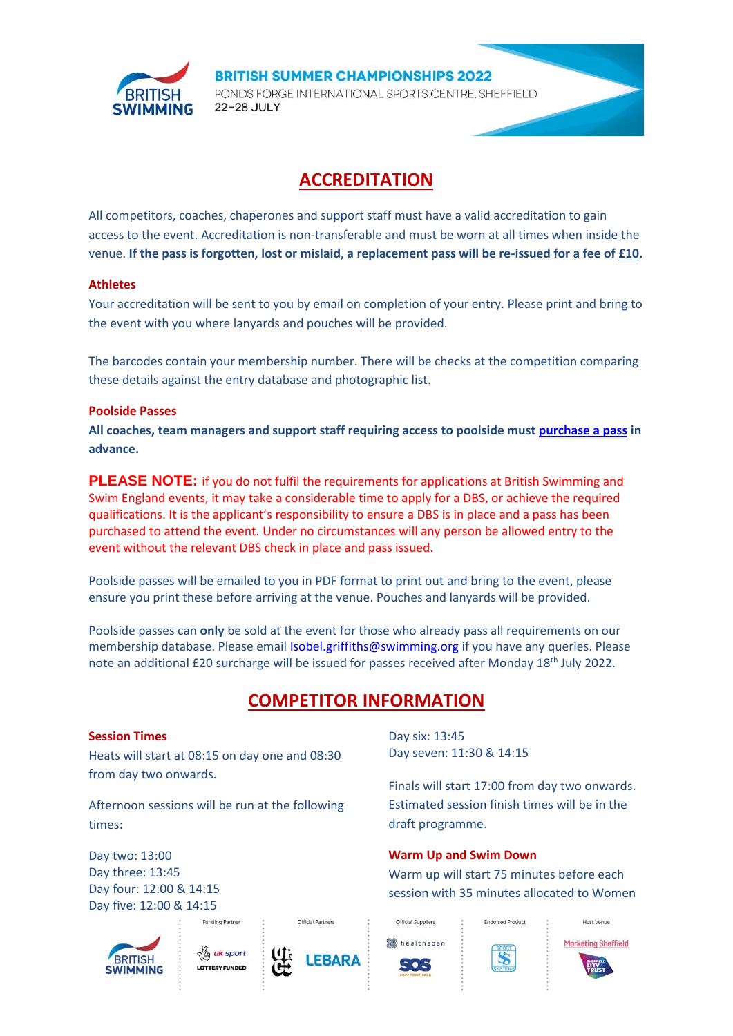## ACCREDITATION

All competitors, coaches, chaperones and support staff must have a valid accreditation to gain access to the event. Accreditation is non-transferable and must be worn at all times when inside the venue. **If the pass is forgotten, lost or mislaid, a replacement pass will be re-issued for a fee of £10.**

### Athletes

Your accreditation will be sent to you by email on completion of your entry. Please print and bring to the event with you where lanyards and pouches will be provided.

The barcodes contain your membership number. There will be checks at the competition comparing these details against the entry database and photographic list.

### Poolside Passes

**All coaches, team managers and support staff requiring access to poolside must purchase a pass in advance.**

**PLEASE NOTE:** if you do not fulfil the requirements for applications at British Swimming and Swim England events, it may take a considerable time to apply for a DBS, or achieve the required qualifications. It is the applicant's responsibility to ensure a DBS is in place and a pass has been purchased to attend the event. Under no circumstances will any person be allowed entry to the event without the relevant DBS check in place and pass issued.

Poolside passes will be emailed to you in PDF format to print out and bring to the event, please ensure you print these before arriving at the venue. Pouches and lanyards will be provided.

Poolside passes can **only** be sold at the event for those who already pass all requirements on our membership database. Please email Isobel.griffiths@swimming.org if you have any queries. Please note an additional £20 surcharge will be issued for passes received after Monday 18th July 2022.

## COMPETITOR INFORMATION

### Session Times

Heats will start at 08:15 on day one and 08:30 from day two onwards.

Afternoon sessions will be run at the following times:

Day two: 13:00
Day three: 13:45
Day four: 12:00 & 14:15
Day five: 12:00 & 14:15
Day six: 13:45
Day seven: 11:30 & 14:15

Finals will start 17:00 from day two onwards. Estimated session finish times will be in the draft programme.

### Warm Up and Swim Down

Warm up will start 75 minutes before each session with 35 minutes allocated to Women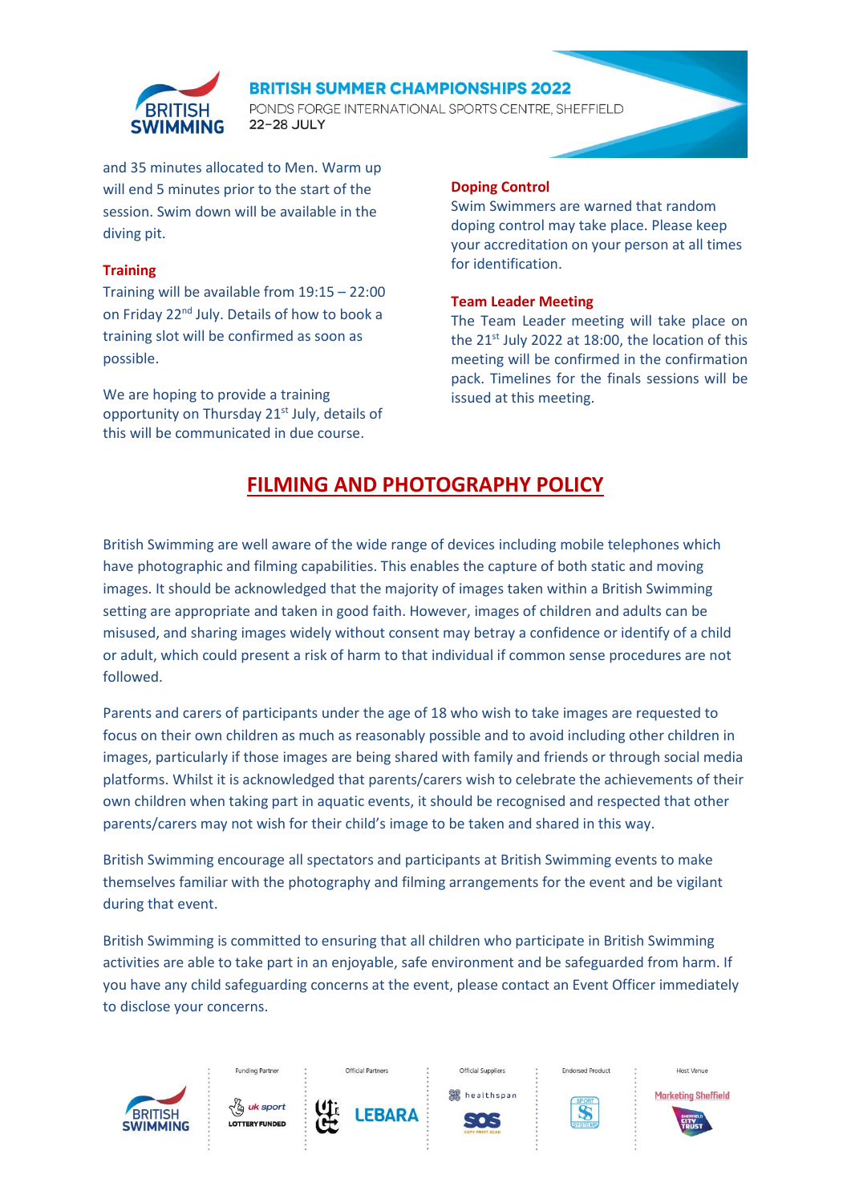and 35 minutes allocated to Men. Warm up will end 5 minutes prior to the start of the session. Swim down will be available in the diving pit.

### Training

Training will be available from 19:15 – 22:00 on Friday 22nd July. Details of how to book a training slot will be confirmed as soon as possible.

We are hoping to provide a training opportunity on Thursday 21st July, details of this will be communicated in due course.

### Doping Control

Swim Swimmers are warned that random doping control may take place. Please keep your accreditation on your person at all times for identification.

### Team Leader Meeting

The Team Leader meeting will take place on the 21st July 2022 at 18:00, the location of this meeting will be confirmed in the confirmation pack. Timelines for the finals sessions will be issued at this meeting.

## FILMING AND PHOTOGRAPHY POLICY

British Swimming are well aware of the wide range of devices including mobile telephones which have photographic and filming capabilities. This enables the capture of both static and moving images. It should be acknowledged that the majority of images taken within a British Swimming setting are appropriate and taken in good faith. However, images of children and adults can be misused, and sharing images widely without consent may betray a confidence or identify of a child or adult, which could present a risk of harm to that individual if common sense procedures are not followed.

Parents and carers of participants under the age of 18 who wish to take images are requested to focus on their own children as much as reasonably possible and to avoid including other children in images, particularly if those images are being shared with family and friends or through social media platforms. Whilst it is acknowledged that parents/carers wish to celebrate the achievements of their own children when taking part in aquatic events, it should be recognised and respected that other parents/carers may not wish for their child's image to be taken and shared in this way.

British Swimming encourage all spectators and participants at British Swimming events to make themselves familiar with the photography and filming arrangements for the event and be vigilant during that event.

British Swimming is committed to ensuring that all children who participate in British Swimming activities are able to take part in an enjoyable, safe environment and be safeguarded from harm. If you have any child safeguarding concerns at the event, please contact an Event Officer immediately to disclose your concerns.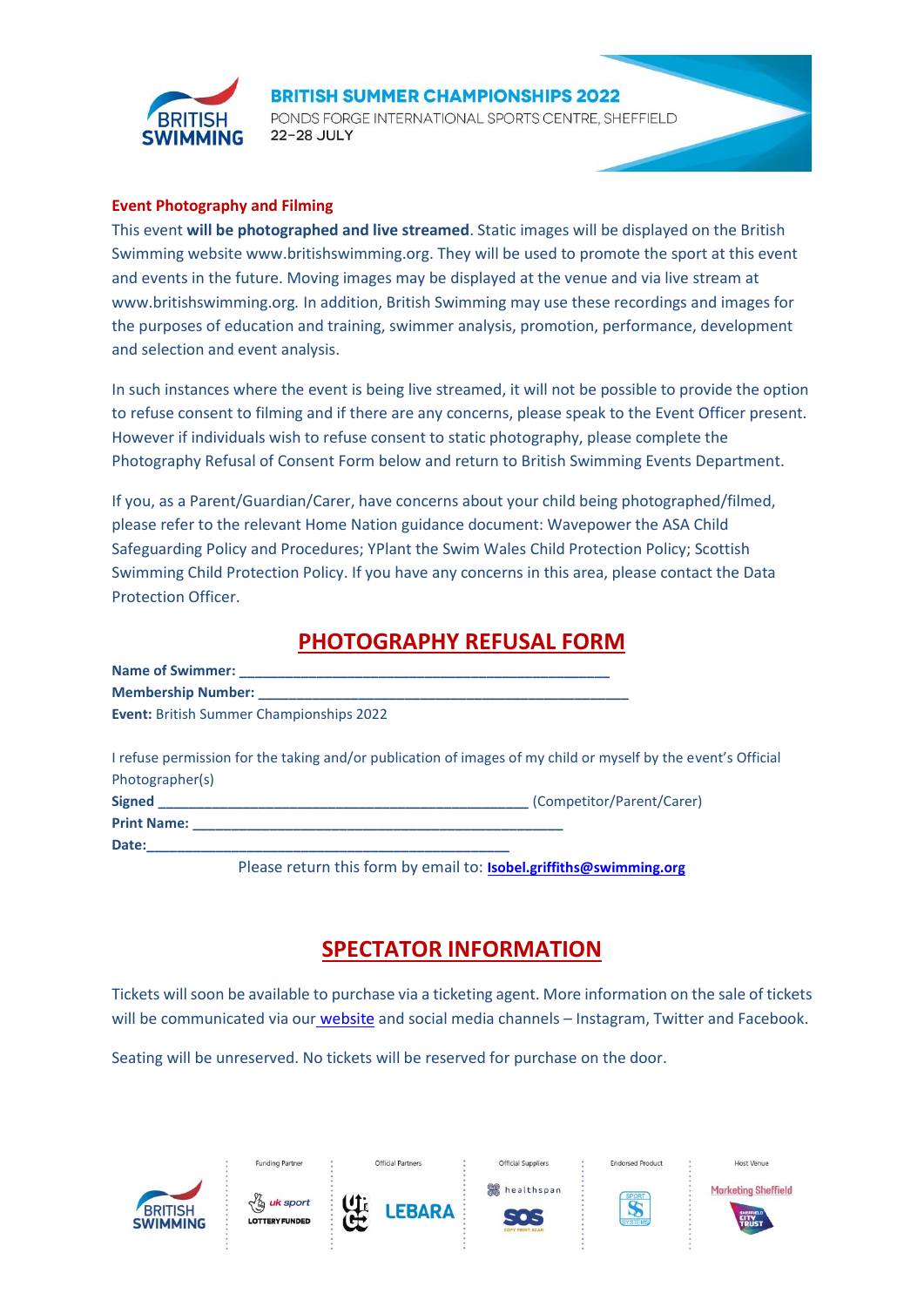**BRITISH SUMMER CHAMPIONSHIPS 2022**
PONDS FORGE INTERNATIONAL SPORTS CENTRE, SHEFFIELD
22–28 JULY

### Event Photography and Filming

This event **will be photographed and live streamed**. Static images will be displayed on the British Swimming website www.britishswimming.org. They will be used to promote the sport at this event and events in the future. Moving images may be displayed at the venue and via live stream at www.britishswimming.org. In addition, British Swimming may use these recordings and images for the purposes of education and training, swimmer analysis, promotion, performance, development and selection and event analysis.

In such instances where the event is being live streamed, it will not be possible to provide the option to refuse consent to filming and if there are any concerns, please speak to the Event Officer present. However if individuals wish to refuse consent to static photography, please complete the Photography Refusal of Consent Form below and return to British Swimming Events Department.

If you, as a Parent/Guardian/Carer, have concerns about your child being photographed/filmed, please refer to the relevant Home Nation guidance document: Wavepower the ASA Child Safeguarding Policy and Procedures; YPlant the Swim Wales Child Protection Policy; Scottish Swimming Child Protection Policy. If you have any concerns in this area, please contact the Data Protection Officer.

## PHOTOGRAPHY REFUSAL FORM

**Name of Swimmer:** ________________________________________________

**Membership Number:** ________________________________________________

**Event:** British Summer Championships 2022

I refuse permission for the taking and/or publication of images of my child or myself by the event's Official Photographer(s)

**Signed** ________________________________________________ (Competitor/Parent/Carer)

**Print Name:** ________________________________________________

**Date:**________________________________________________

Please return this form by email to: **Isobel.griffiths@swimming.org**

## SPECTATOR INFORMATION

Tickets will soon be available to purchase via a ticketing agent. More information on the sale of tickets will be communicated via our website and social media channels – Instagram, Twitter and Facebook.

Seating will be unreserved. No tickets will be reserved for purchase on the door.

Funding Partner | Official Partners | Official Suppliers | Endorsed Product | Host Venue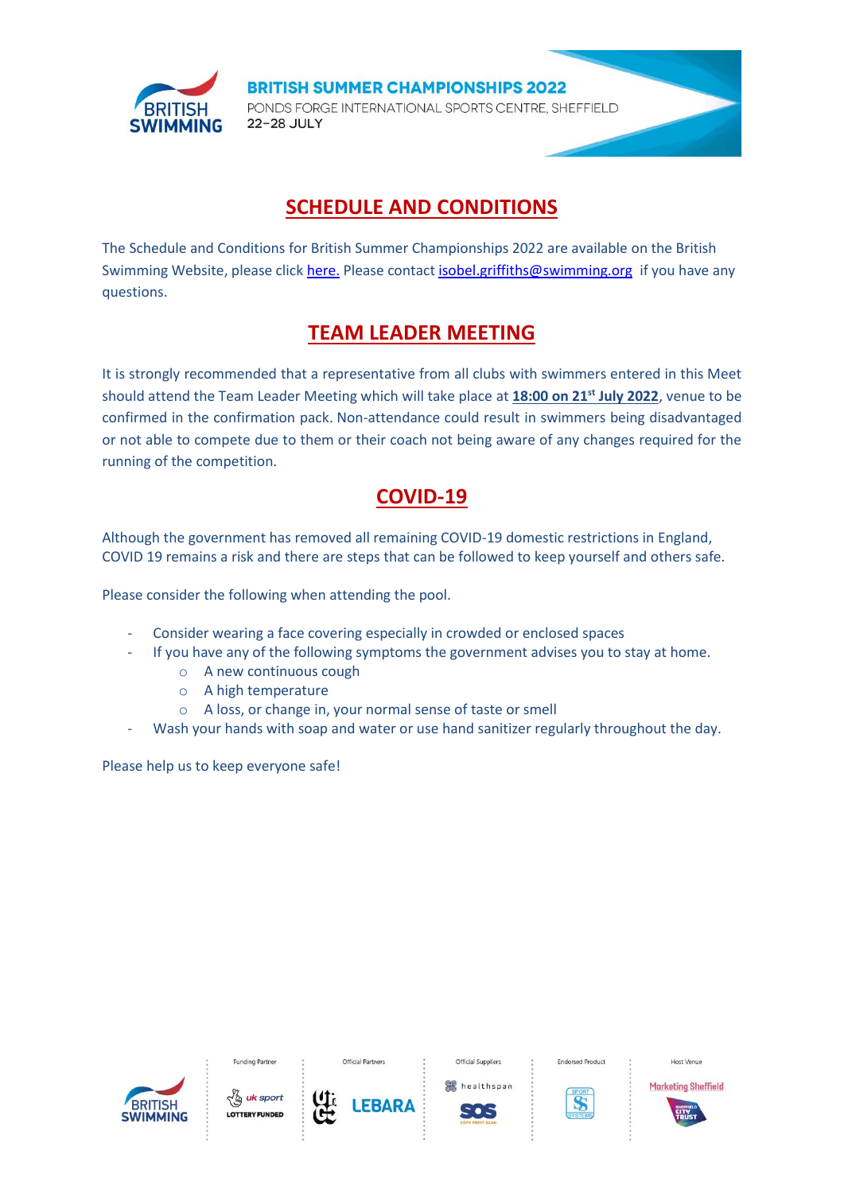## SCHEDULE AND CONDITIONS

The Schedule and Conditions for British Summer Championships 2022 are available on the British Swimming Website, please click here. Please contact isobel.griffiths@swimming.org if you have any questions.

## TEAM LEADER MEETING

It is strongly recommended that a representative from all clubs with swimmers entered in this Meet should attend the Team Leader Meeting which will take place at **18:00 on 21st July 2022**, venue to be confirmed in the confirmation pack. Non-attendance could result in swimmers being disadvantaged or not able to compete due to them or their coach not being aware of any changes required for the running of the competition.

## COVID-19

Although the government has removed all remaining COVID-19 domestic restrictions in England, COVID 19 remains a risk and there are steps that can be followed to keep yourself and others safe.

Please consider the following when attending the pool.

- Consider wearing a face covering especially in crowded or enclosed spaces
- If you have any of the following symptoms the government advises you to stay at home.
    - A new continuous cough
    - A high temperature
    - A loss, or change in, your normal sense of taste or smell
- Wash your hands with soap and water or use hand sanitizer regularly throughout the day.

Please help us to keep everyone safe!